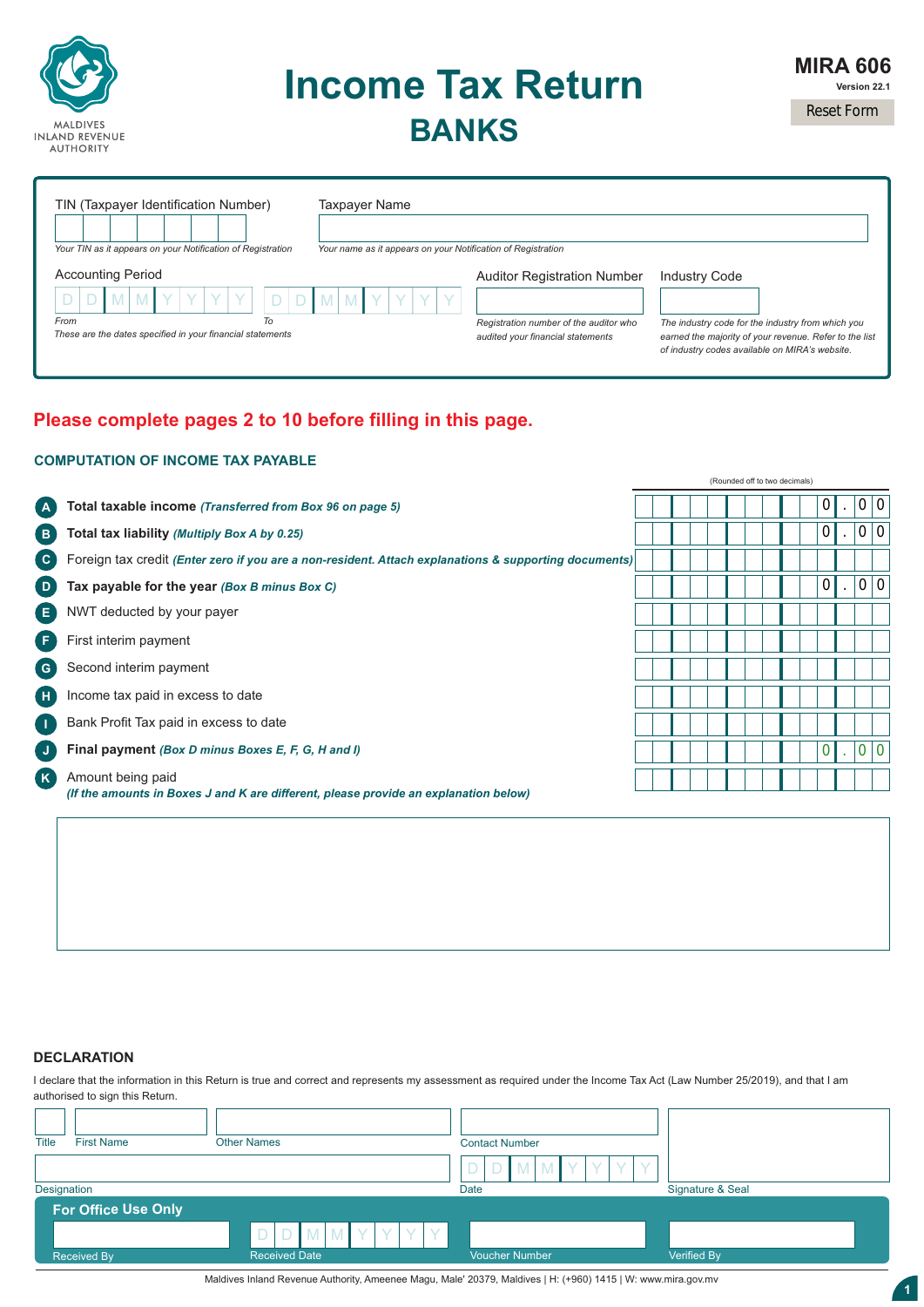MALDIVES INLAND REVENUE AUTHORITY

# Income Tax Return
## BANKS

**MIRA 606**
Version 22.1

Reset Form

TIN (Taxpayer Identification Number)
*Your TIN as it appears on your Notification of Registration*

Taxpayer Name
*Your name as it appears on your Notification of Registration*

Accounting Period
DD MM YYYY (From) — DD MM YYYY (To)
*These are the dates specified in your financial statements*

Auditor Registration Number
*Registration number of the auditor who audited your financial statements*

Industry Code
*The industry code for the industry from which you earned the majority of your revenue. Refer to the list of industry codes available on MIRA's website.*

**Please complete pages 2 to 10 before filling in this page.**

### COMPUTATION OF INCOME TAX PAYABLE

| | | (Rounded off to two decimals) |
|---|---|---|
| A | **Total taxable income** *(Transferred from Box 96 on page 5)* | 0.00 |
| B | **Total tax liability** *(Multiply Box A by 0.25)* | 0.00 |
| C | Foreign tax credit *(Enter zero if you are a non-resident. Attach explanations & supporting documents)* | |
| D | **Tax payable for the year** *(Box B minus Box C)* | 0.00 |
| E | NWT deducted by your payer | |
| F | First interim payment | |
| G | Second interim payment | |
| H | Income tax paid in excess to date | |
| I | Bank Profit Tax paid in excess to date | |
| J | **Final payment** *(Box D minus Boxes E, F, G, H and I)* | 0.00 |
| K | Amount being paid<br>*(If the amounts in Boxes J and K are different, please provide an explanation below)* | |

### DECLARATION

I declare that the information in this Return is true and correct and represents my assessment as required under the Income Tax Act (Law Number 25/2019), and that I am authorised to sign this Return.

| Title | First Name | Other Names | Contact Number | Signature & Seal |
|---|---|---|---|---|
| Designation | | | Date (DD MM YYYY) | |

**For Office Use Only**

| Received By | Received Date (DD MM YYYY) | Voucher Number | Verified By |
|---|---|---|---|
| | | | |

Maldives Inland Revenue Authority, Ameenee Magu, Male' 20379, Maldives | H: (+960) 1415 | W: www.mira.gov.mv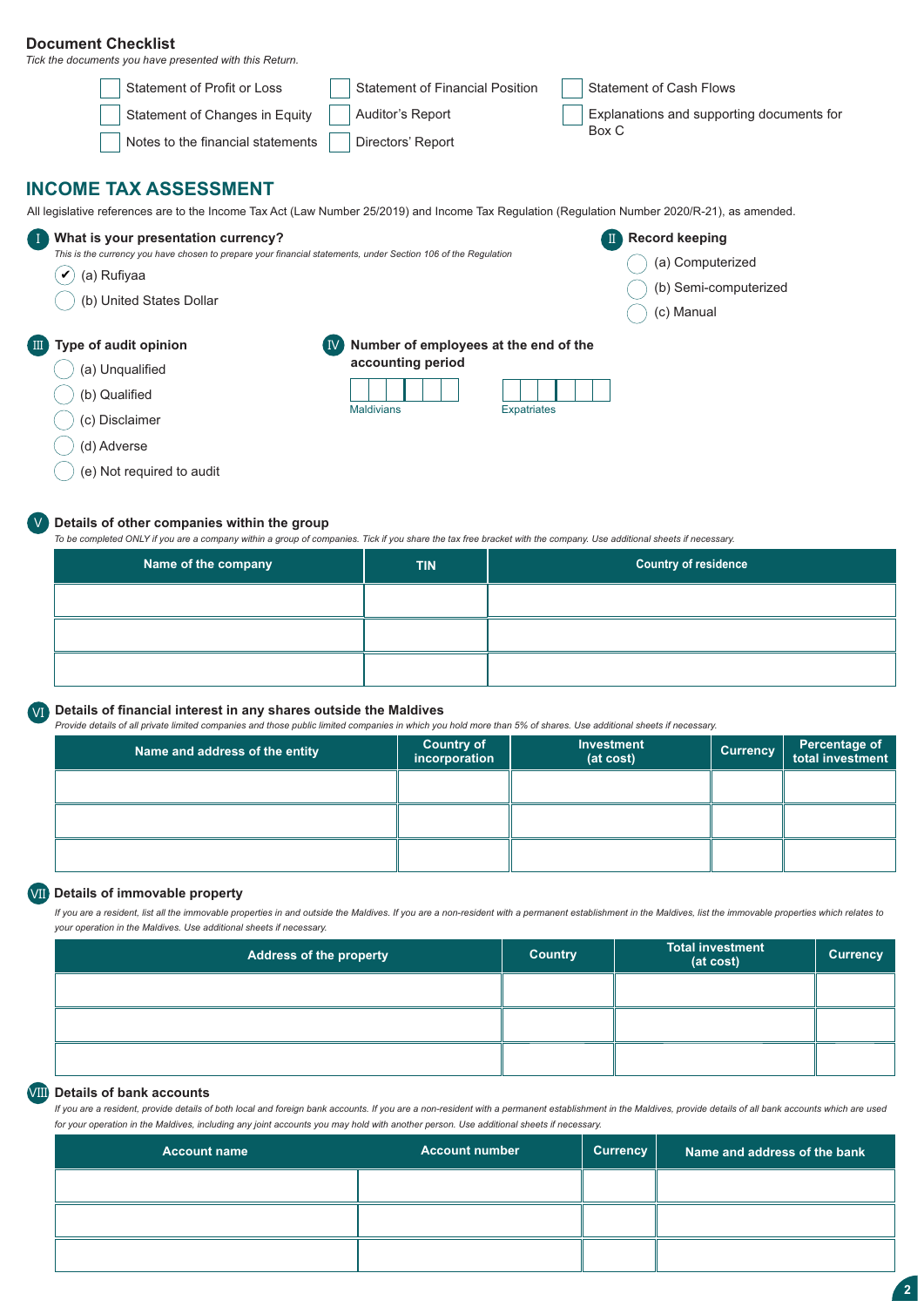## Document Checklist

*Tick the documents you have presented with this Return.*

- ☐ Statement of Profit or Loss
- ☐ Statement of Changes in Equity
- ☐ Notes to the financial statements
- ☐ Statement of Financial Position
- ☐ Auditor's Report
- ☐ Directors' Report
- ☐ Statement of Cash Flows
- ☐ Explanations and supporting documents for Box C

# INCOME TAX ASSESSMENT

All legislative references are to the Income Tax Act (Law Number 25/2019) and Income Tax Regulation (Regulation Number 2020/R-21), as amended.

### I What is your presentation currency?

*This is the currency you have chosen to prepare your financial statements, under Section 106 of the Regulation*

- ✔ (a) Rufiyaa
- ○ (b) United States Dollar

### II Record keeping

- ○ (a) Computerized
- ○ (b) Semi-computerized
- ○ (c) Manual

### III Type of audit opinion

- ○ (a) Unqualified
- ○ (b) Qualified
- ○ (c) Disclaimer
- ○ (d) Adverse
- ○ (e) Not required to audit

### IV Number of employees at the end of the accounting period

Maldivians: ☐☐☐☐☐☐

Expatriates: ☐☐☐☐☐☐

### V Details of other companies within the group

*To be completed ONLY if you are a company within a group of companies. Tick if you share the tax free bracket with the company. Use additional sheets if necessary.*

| Name of the company | TIN | Country of residence |
|---|---|---|
| | | |
| | | |
| | | |

### VI Details of financial interest in any shares outside the Maldives

*Provide details of all private limited companies and those public limited companies in which you hold more than 5% of shares. Use additional sheets if necessary.*

| Name and address of the entity | Country of incorporation | Investment (at cost) | Currency | Percentage of total investment |
|---|---|---|---|---|
| | | | | |
| | | | | |
| | | | | |

### VII Details of immovable property

*If you are a resident, list all the immovable properties in and outside the Maldives. If you are a non-resident with a permanent establishment in the Maldives, list the immovable properties which relates to your operation in the Maldives. Use additional sheets if necessary.*

| Address of the property | Country | Total investment (at cost) | Currency |
|---|---|---|---|
| | | | |
| | | | |
| | | | |

### VIII Details of bank accounts

*If you are a resident, provide details of both local and foreign bank accounts. If you are a non-resident with a permanent establishment in the Maldives, provide details of all bank accounts which are used for your operation in the Maldives, including any joint accounts you may hold with another person. Use additional sheets if necessary.*

| Account name | Account number | Currency | Name and address of the bank |
|---|---|---|---|
| | | | |
| | | | |
| | | | |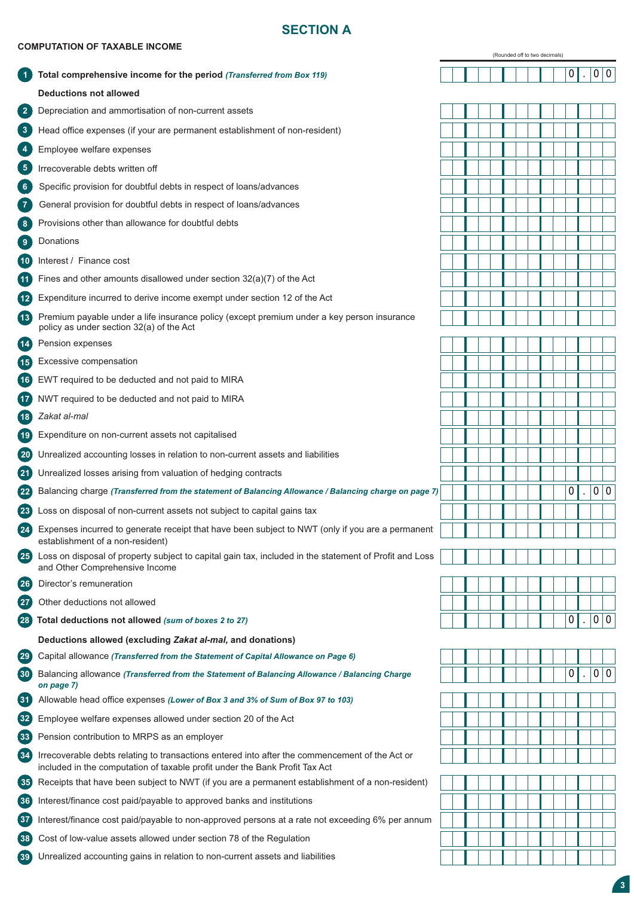## SECTION A

### COMPUTATION OF TAXABLE INCOME

| No. | Description | (Rounded off to two decimals) |
|---|---|---|
| 1 | **Total comprehensive income for the period** ***(Transferred from Box 119)*** | 0.00 |
| | **Deductions not allowed** | |
| 2 | Depreciation and ammortisation of non-current assets | |
| 3 | Head office expenses (if your are permanent establishment of non-resident) | |
| 4 | Employee welfare expenses | |
| 5 | Irrecoverable debts written off | |
| 6 | Specific provision for doubtful debts in respect of loans/advances | |
| 7 | General provision for doubtful debts in respect of loans/advances | |
| 8 | Provisions other than allowance for doubtful debts | |
| 9 | Donations | |
| 10 | Interest / Finance cost | |
| 11 | Fines and other amounts disallowed under section 32(a)(7) of the Act | |
| 12 | Expenditure incurred to derive income exempt under section 12 of the Act | |
| 13 | Premium payable under a life insurance policy (except premium under a key person insurance policy as under section 32(a) of the Act | |
| 14 | Pension expenses | |
| 15 | Excessive compensation | |
| 16 | EWT required to be deducted and not paid to MIRA | |
| 17 | NWT required to be deducted and not paid to MIRA | |
| 18 | *Zakat al-mal* | |
| 19 | Expenditure on non-current assets not capitalised | |
| 20 | Unrealized accounting losses in relation to non-current assets and liabilities | |
| 21 | Unrealized losses arising from valuation of hedging contracts | |
| 22 | Balancing charge ***(Transferred from the statement of Balancing Allowance / Balancing charge on page 7)*** | 0.00 |
| 23 | Loss on disposal of non-current assets not subject to capital gains tax | |
| 24 | Expenses incurred to generate receipt that have been subject to NWT (only if you are a permanent establishment of a non-resident) | |
| 25 | Loss on disposal of property subject to capital gain tax, included in the statement of Profit and Loss and Other Comprehensive Income | |
| 26 | Director's remuneration | |
| 27 | Other deductions not allowed | |
| 28 | **Total deductions not allowed** ***(sum of boxes 2 to 27)*** | 0.00 |
| | **Deductions allowed (excluding *Zakat al-mal,* and donations)** | |
| 29 | Capital allowance ***(Transferred from the Statement of Capital Allowance on Page 6)*** | |
| 30 | Balancing allowance ***(Transferred from the Statement of Balancing Allowance / Balancing Charge on page 7)*** | 0.00 |
| 31 | Allowable head office expenses ***(Lower of Box 3 and 3% of Sum of Box 97 to 103)*** | |
| 32 | Employee welfare expenses allowed under section 20 of the Act | |
| 33 | Pension contribution to MRPS as an employer | |
| 34 | Irrecoverable debts relating to transactions entered into after the commencement of the Act or included in the computation of taxable profit under the Bank Profit Tax Act | |
| 35 | Receipts that have been subject to NWT (if you are a permanent establishment of a non-resident) | |
| 36 | Interest/finance cost paid/payable to approved banks and institutions | |
| 37 | Interest/finance cost paid/payable to non-approved persons at a rate not exceeding 6% per annum | |
| 38 | Cost of low-value assets allowed under section 78 of the Regulation | |
| 39 | Unrealized accounting gains in relation to non-current assets and liabilities | |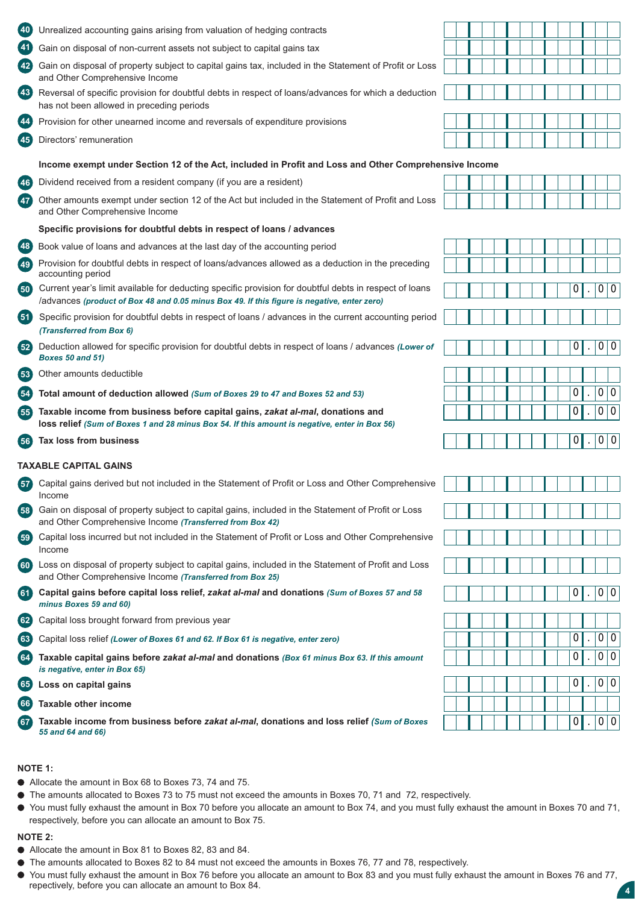| No. | Description | Amount |
|---|---|---|
| 40 | Unrealized accounting gains arising from valuation of hedging contracts | |
| 41 | Gain on disposal of non-current assets not subject to capital gains tax | |
| 42 | Gain on disposal of property subject to capital gains tax, included in the Statement of Profit or Loss and Other Comprehensive Income | |
| 43 | Reversal of specific provision for doubtful debts in respect of loans/advances for which a deduction has not been allowed in preceding periods | |
| 44 | Provision for other unearned income and reversals of expenditure provisions | |
| 45 | Directors' remuneration | |

**Income exempt under Section 12 of the Act, included in Profit and Loss and Other Comprehensive Income**

| No. | Description | Amount |
|---|---|---|
| 46 | Dividend received from a resident company (if you are a resident) | |
| 47 | Other amounts exempt under section 12 of the Act but included in the Statement of Profit and Loss and Other Comprehensive Income | |

**Specific provisions for doubtful debts in respect of loans / advances**

| No. | Description | Amount |
|---|---|---|
| 48 | Book value of loans and advances at the last day of the accounting period | |
| 49 | Provision for doubtful debts in respect of loans/advances allowed as a deduction in the preceding accounting period | |
| 50 | Current year's limit available for deducting specific provision for doubtful debts in respect of loans /advances *(product of Box 48 and 0.05 minus Box 49. If this figure is negative, enter zero)* | 0.00 |
| 51 | Specific provision for doubtful debts in respect of loans / advances in the current accounting period *(Transferred from Box 6)* | |
| 52 | Deduction allowed for specific provision for doubtful debts in respect of loans / advances *(Lower of Boxes 50 and 51)* | 0.00 |
| 53 | Other amounts deductible | |
| 54 | **Total amount of deduction allowed** *(Sum of Boxes 29 to 47 and Boxes 52 and 53)* | 0.00 |
| 55 | **Taxable income from business before capital gains, *zakat al-mal*, donations and loss relief** *(Sum of Boxes 1 and 28 minus Box 54. If this amount is negative, enter in Box 56)* | 0.00 |
| 56 | **Tax loss from business** | 0.00 |

## TAXABLE CAPITAL GAINS

| No. | Description | Amount |
|---|---|---|
| 57 | Capital gains derived but not included in the Statement of Profit or Loss and Other Comprehensive Income | |
| 58 | Gain on disposal of property subject to capital gains, included in the Statement of Profit or Loss and Other Comprehensive Income *(Transferred from Box 42)* | |
| 59 | Capital loss incurred but not included in the Statement of Profit or Loss and Other Comprehensive Income | |
| 60 | Loss on disposal of property subject to capital gains, included in the Statement of Profit and Loss and Other Comprehensive Income *(Transferred from Box 25)* | |
| 61 | **Capital gains before capital loss relief, *zakat al-mal* and donations** *(Sum of Boxes 57 and 58 minus Boxes 59 and 60)* | 0.00 |
| 62 | Capital loss brought forward from previous year | |
| 63 | Capital loss relief *(Lower of Boxes 61 and 62. If Box 61 is negative, enter zero)* | 0.00 |
| 64 | **Taxable capital gains before *zakat al-mal* and donations** *(Box 61 minus Box 63. If this amount is negative, enter in Box 65)* | 0.00 |
| 65 | **Loss on capital gains** | 0.00 |
| 66 | **Taxable other income** | |
| 67 | **Taxable income from business before *zakat al-mal*, donations and loss relief** *(Sum of Boxes 55 and 64 and 66)* | 0.00 |

**NOTE 1:**

- Allocate the amount in Box 68 to Boxes 73, 74 and 75.
- The amounts allocated to Boxes 73 to 75 must not exceed the amounts in Boxes 70, 71 and 72, respectively.
- You must fully exhaust the amount in Box 70 before you allocate an amount to Box 74, and you must fully exhaust the amount in Boxes 70 and 71, respectively, before you can allocate an amount to Box 75.

**NOTE 2:**

- Allocate the amount in Box 81 to Boxes 82, 83 and 84.
- The amounts allocated to Boxes 82 to 84 must not exceed the amounts in Boxes 76, 77 and 78, respectively.
- You must fully exhaust the amount in Box 76 before you allocate an amount to Box 83 and you must fully exhaust the amount in Boxes 76 and 77, respectively, before you can allocate an amount to Box 84.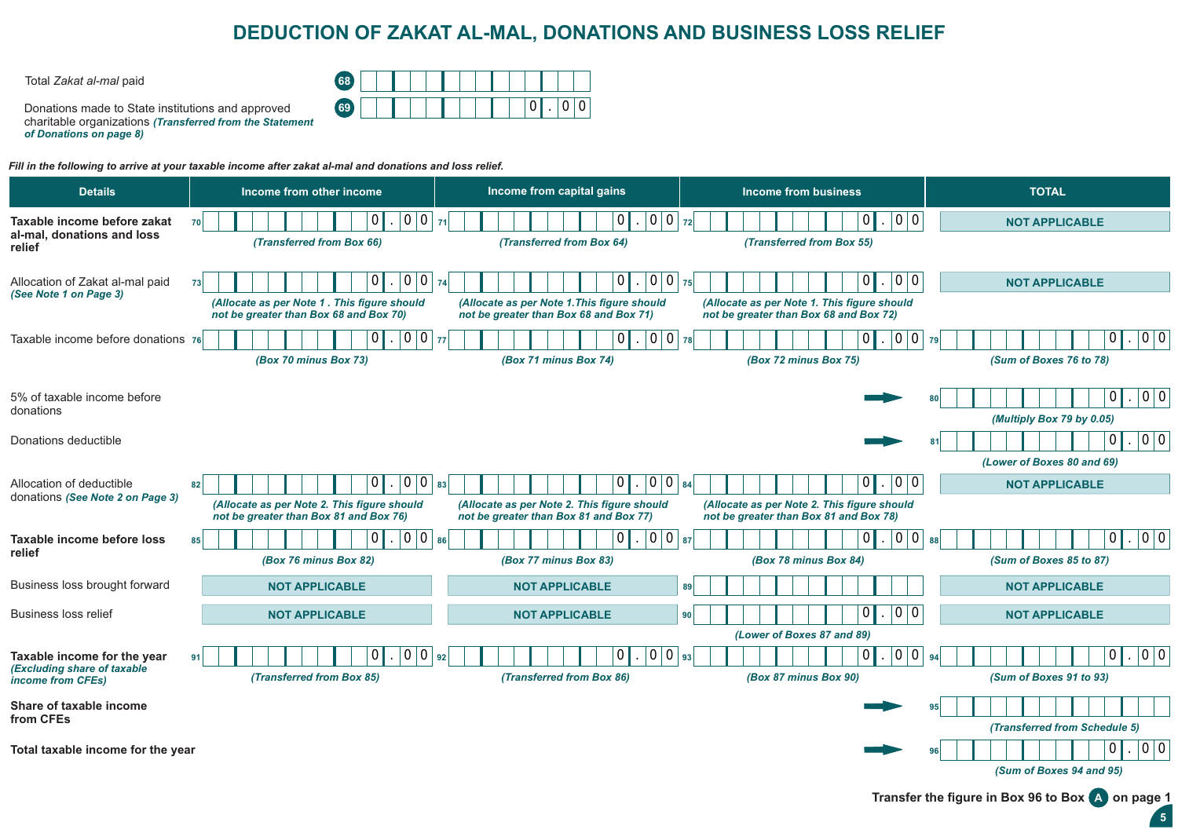# DEDUCTION OF ZAKAT AL-MAL, DONATIONS AND BUSINESS LOSS RELIEF

Total *Zakat al-mal* paid — **68**

Donations made to State institutions and approved charitable organizations ***(Transferred from the Statement of Donations on page 8)*** — **69** 0 . 0 0

***Fill in the following to arrive at your taxable income after zakat al-mal and donations and loss relief.***

| Details | Income from other income | Income from capital gains | Income from business | TOTAL |
|---|---|---|---|---|
| **Taxable income before zakat al-mal, donations and loss relief** | 70 — 0 . 0 0 *(Transferred from Box 66)* | 71 — 0 . 0 0 *(Transferred from Box 64)* | 72 — 0 . 0 0 *(Transferred from Box 55)* | NOT APPLICABLE |
| Allocation of Zakat al-mal paid ***(See Note 1 on Page 3)*** | 73 — 0 . 0 0 *(Allocate as per Note 1 . This figure should not be greater than Box 68 and Box 70)* | 74 — 0 . 0 0 *(Allocate as per Note 1.This figure should not be greater than Box 68 and Box 71)* | 75 — 0 . 0 0 *(Allocate as per Note 1. This figure should not be greater than Box 68 and Box 72)* | NOT APPLICABLE |
| Taxable income before donations | 76 — 0 . 0 0 *(Box 70 minus Box 73)* | 77 — 0 . 0 0 *(Box 71 minus Box 74)* | 78 — 0 . 0 0 *(Box 72 minus Box 75)* | 79 — 0 . 0 0 *(Sum of Boxes 76 to 78)* |
| 5% of taxable income before donations | | | | 80 — 0 . 0 0 *(Multiply Box 79 by 0.05)* |
| Donations deductible | | | | 81 — 0 . 0 0 *(Lower of Boxes 80 and 69)* |
| Allocation of deductible donations ***(See Note 2 on Page 3)*** | 82 — 0 . 0 0 *(Allocate as per Note 2. This figure should not be greater than Box 81 and Box 76)* | 83 — 0 . 0 0 *(Allocate as per Note 2. This figure should not be greater than Box 81 and Box 77)* | 84 — 0 . 0 0 *(Allocate as per Note 2. This figure should not be greater than Box 81 and Box 78)* | NOT APPLICABLE |
| **Taxable income before loss relief** | 85 — 0 . 0 0 *(Box 76 minus Box 82)* | 86 — 0 . 0 0 *(Box 77 minus Box 83)* | 87 — 0 . 0 0 *(Box 78 minus Box 84)* | 88 — 0 . 0 0 *(Sum of Boxes 85 to 87)* |
| Business loss brought forward | NOT APPLICABLE | NOT APPLICABLE | 89 | NOT APPLICABLE |
| Business loss relief | NOT APPLICABLE | NOT APPLICABLE | 90 — 0 . 0 0 *(Lower of Boxes 87 and 89)* | NOT APPLICABLE |
| **Taxable income for the year** ***(Excluding share of taxable income from CFEs)*** | 91 — 0 . 0 0 *(Transferred from Box 85)* | 92 — 0 . 0 0 *(Transferred from Box 86)* | 93 — 0 . 0 0 *(Box 87 minus Box 90)* | 94 — 0 . 0 0 *(Sum of Boxes 91 to 93)* |
| **Share of taxable income from CFEs** | | | | 95 *(Transferred from Schedule 5)* |
| **Total taxable income for the year** | | | | 96 — 0 . 0 0 *(Sum of Boxes 94 and 95)* |

**Transfer the figure in Box 96 to Box A on page 1**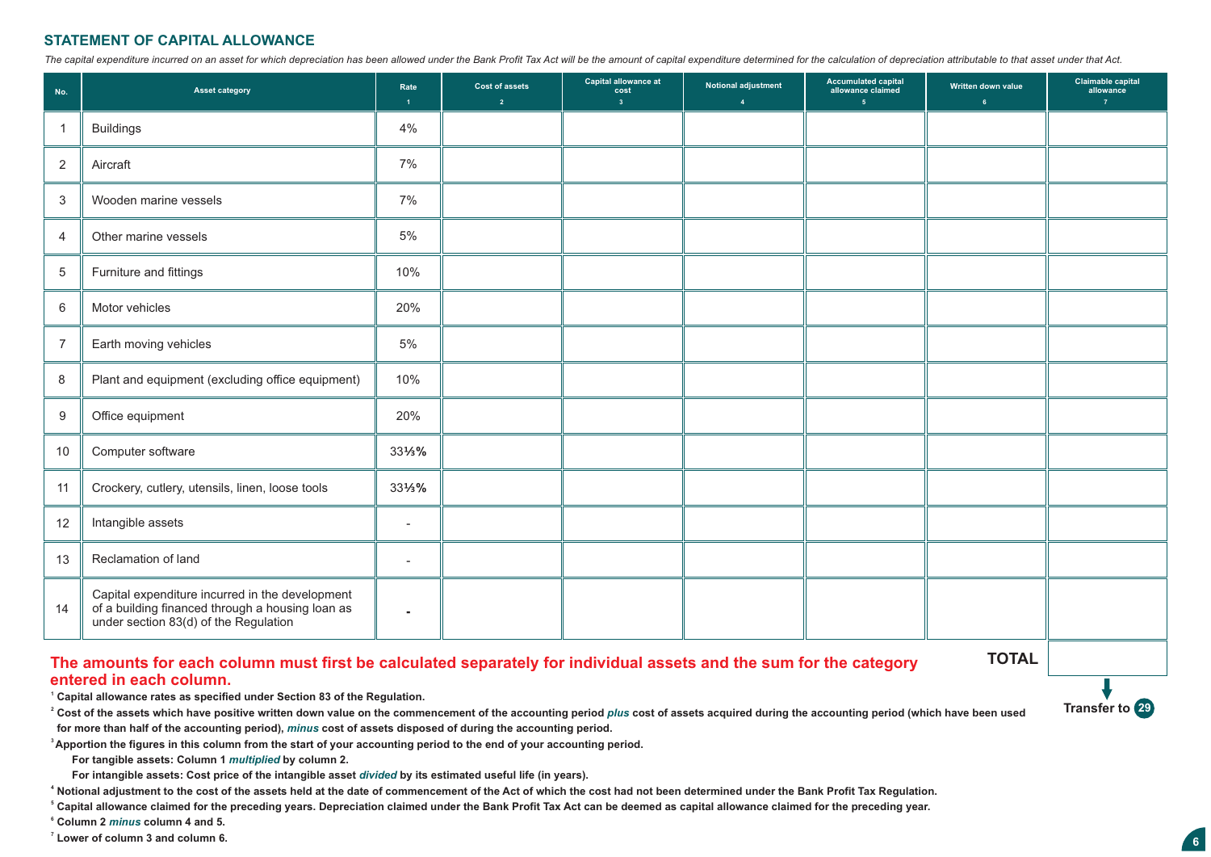## STATEMENT OF CAPITAL ALLOWANCE

*The capital expenditure incurred on an asset for which depreciation has been allowed under the Bank Profit Tax Act will be the amount of capital expenditure determined for the calculation of depreciation attributable to that asset under that Act.*

| No. | Asset category | Rate 1 | Cost of assets 2 | Capital allowance at cost 3 | Notional adjustment 4 | Accumulated capital allowance claimed 5 | Written down value 6 | Claimable capital allowance 7 |
|---|---|---|---|---|---|---|---|---|
| 1 | Buildings | 4% | | | | | | |
| 2 | Aircraft | 7% | | | | | | |
| 3 | Wooden marine vessels | 7% | | | | | | |
| 4 | Other marine vessels | 5% | | | | | | |
| 5 | Furniture and fittings | 10% | | | | | | |
| 6 | Motor vehicles | 20% | | | | | | |
| 7 | Earth moving vehicles | 5% | | | | | | |
| 8 | Plant and equipment (excluding office equipment) | 10% | | | | | | |
| 9 | Office equipment | 20% | | | | | | |
| 10 | Computer software | 33⅓% | | | | | | |
| 11 | Crockery, cutlery, utensils, linen, loose tools | 33⅓% | | | | | | |
| 12 | Intangible assets | - | | | | | | |
| 13 | Reclamation of land | - | | | | | | |
| 14 | Capital expenditure incurred in the development of a building financed through a housing loan as under section 83(d) of the Regulation | - | | | | | | |
| | | | | | | | **TOTAL** | |

Transfer to **29**

**The amounts for each column must first be calculated separately for individual assets and the sum for the category entered in each column.**

[1] **Capital allowance rates as specified under Section 83 of the Regulation.**

[2] **Cost of the assets which have positive written down value on the commencement of the accounting period *plus* cost of assets acquired during the accounting period (which have been used for more than half of the accounting period), *minus* cost of assets disposed of during the accounting period.**

[3] **Apportion the figures in this column from the start of your accounting period to the end of your accounting period.**

**For tangible assets: Column 1 *multiplied* by column 2.**

**For intangible assets: Cost price of the intangible asset *divided* by its estimated useful life (in years).**

[4] **Notional adjustment to the cost of the assets held at the date of commencement of the Act of which the cost had not been determined under the Bank Profit Tax Regulation.**

[5] **Capital allowance claimed for the preceding years. Depreciation claimed under the Bank Profit Tax Act can be deemed as capital allowance claimed for the preceding year.**

[6] **Column 2 *minus* column 4 and 5.**

[7] **Lower of column 3 and column 6.**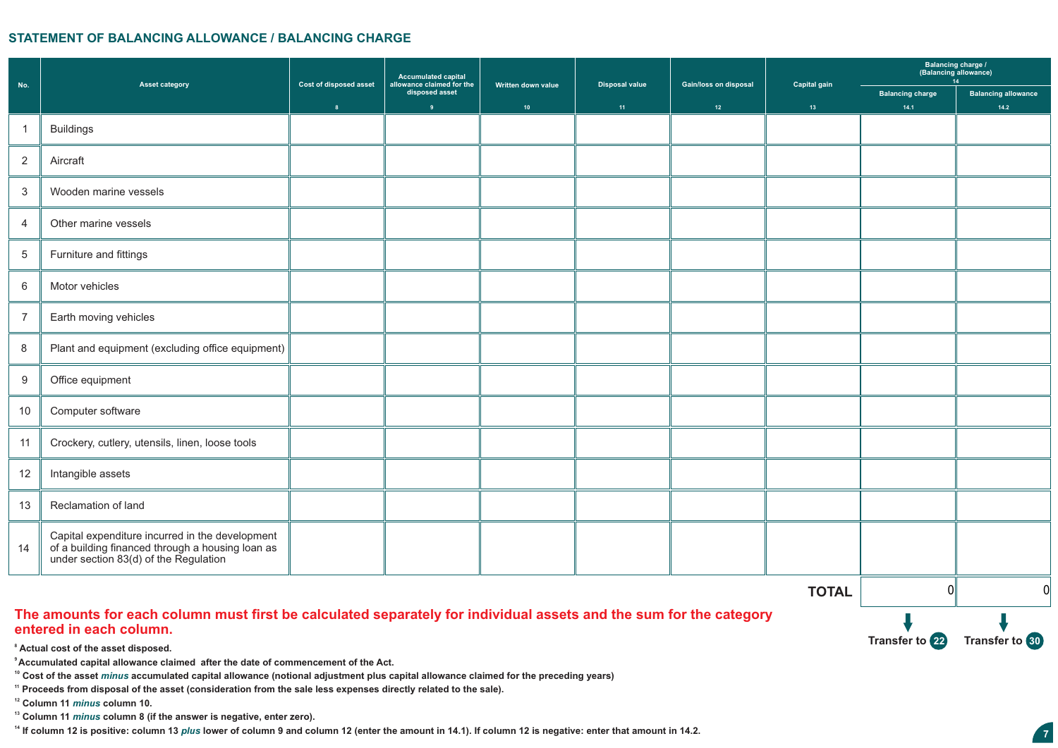## STATEMENT OF BALANCING ALLOWANCE / BALANCING CHARGE

| No. | Asset category | Cost of disposed asset | Accumulated capital allowance claimed for the disposed asset | Written down value | Disposal value | Gain/loss on disposal | Capital gain | Balancing charge / (Balancing allowance) 14 | |
|---|---|---|---|---|---|---|---|---|---|
| | | 8 | 9 | 10 | 11 | 12 | 13 | Balancing charge 14.1 | Balancing allowance 14.2 |
| 1 | Buildings | | | | | | | | |
| 2 | Aircraft | | | | | | | | |
| 3 | Wooden marine vessels | | | | | | | | |
| 4 | Other marine vessels | | | | | | | | |
| 5 | Furniture and fittings | | | | | | | | |
| 6 | Motor vehicles | | | | | | | | |
| 7 | Earth moving vehicles | | | | | | | | |
| 8 | Plant and equipment (excluding office equipment) | | | | | | | | |
| 9 | Office equipment | | | | | | | | |
| 10 | Computer software | | | | | | | | |
| 11 | Crockery, cutlery, utensils, linen, loose tools | | | | | | | | |
| 12 | Intangible assets | | | | | | | | |
| 13 | Reclamation of land | | | | | | | | |
| 14 | Capital expenditure incurred in the development of a building financed through a housing loan as under section 83(d) of the Regulation | | | | | | | | |
| | | | | | | | **TOTAL** | 0 | 0 |
| | | | | | | | | Transfer to 22 | Transfer to 30 |

**The amounts for each column must first be calculated separately for individual assets and the sum for the category entered in each column.**

[8] **Actual cost of the asset disposed.**

[9] **Accumulated capital allowance claimed after the date of commencement of the Act.**

[10] **Cost of the asset *minus* accumulated capital allowance (notional adjustment plus capital allowance claimed for the preceding years)**

[11] **Proceeds from disposal of the asset (consideration from the sale less expenses directly related to the sale).**

[12] **Column 11 *minus* column 10.**

[13] **Column 11 *minus* column 8 (if the answer is negative, enter zero).**

[14] **If column 12 is positive: column 13 *plus* lower of column 9 and column 12 (enter the amount in 14.1). If column 12 is negative: enter that amount in 14.2.**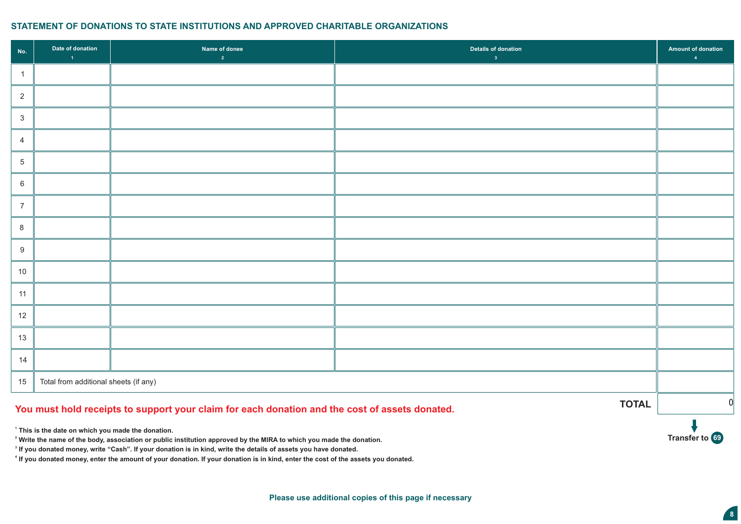## STATEMENT OF DONATIONS TO STATE INSTITUTIONS AND APPROVED CHARITABLE ORGANIZATIONS

| No. | Date of donation [1] | Name of donee [2] | Details of donation [3] | Amount of donation [4] |
|---|---|---|---|---|
| 1 | | | | |
| 2 | | | | |
| 3 | | | | |
| 4 | | | | |
| 5 | | | | |
| 6 | | | | |
| 7 | | | | |
| 8 | | | | |
| 9 | | | | |
| 10 | | | | |
| 11 | | | | |
| 12 | | | | |
| 13 | | | | |
| 14 | | | | |
| 15 | Total from additional sheets (if any) | | | |
| | | | **TOTAL** | 0 |

Transfer to 69

**You must hold receipts to support your claim for each donation and the cost of assets donated.**

[1] **This is the date on which you made the donation.**

[2] **Write the name of the body, association or public institution approved by the MIRA to which you made the donation.**

[3] **If you donated money, write "Cash". If your donation is in kind, write the details of assets you have donated.**

[4] **If you donated money, enter the amount of your donation. If your donation is in kind, enter the cost of the assets you donated.**

**Please use additional copies of this page if necessary**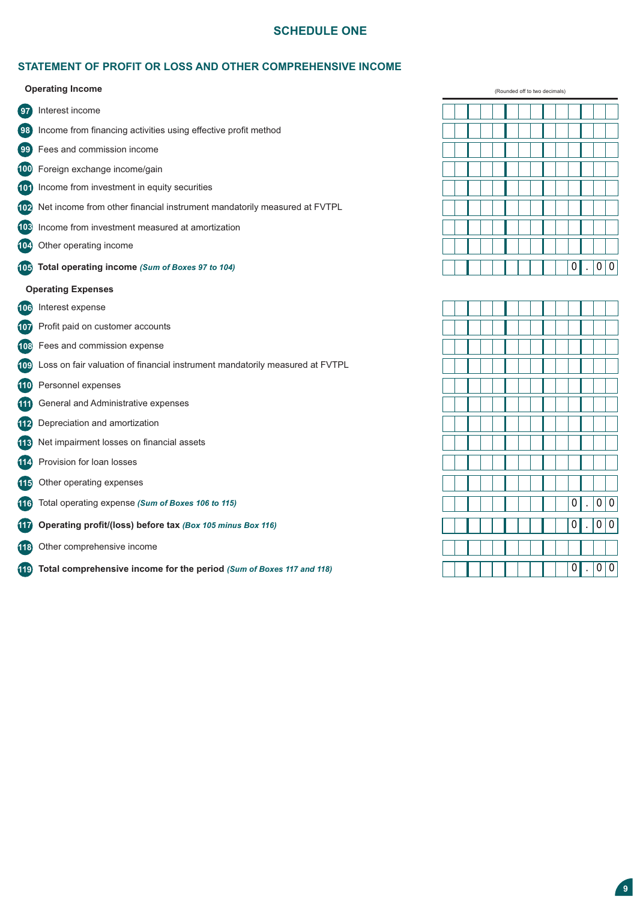## SCHEDULE ONE

### STATEMENT OF PROFIT OR LOSS AND OTHER COMPREHENSIVE INCOME

| Box | Item | (Rounded off to two decimals) |
|---|---|---|
| | **Operating Income** | |
| 97 | Interest income | |
| 98 | Income from financing activities using effective profit method | |
| 99 | Fees and commission income | |
| 100 | Foreign exchange income/gain | |
| 101 | Income from investment in equity securities | |
| 102 | Net income from other financial instrument mandatorily measured at FVTPL | |
| 103 | Income from investment measured at amortization | |
| 104 | Other operating income | |
| 105 | **Total operating income** ***(Sum of Boxes 97 to 104)*** | 0.00 |
| | **Operating Expenses** | |
| 106 | Interest expense | |
| 107 | Profit paid on customer accounts | |
| 108 | Fees and commission expense | |
| 109 | Loss on fair valuation of financial instrument mandatorily measured at FVTPL | |
| 110 | Personnel expenses | |
| 111 | General and Administrative expenses | |
| 112 | Depreciation and amortization | |
| 113 | Net impairment losses on financial assets | |
| 114 | Provision for loan losses | |
| 115 | Other operating expenses | |
| 116 | Total operating expense ***(Sum of Boxes 106 to 115)*** | 0.00 |
| 117 | **Operating profit/(loss) before tax** ***(Box 105 minus Box 116)*** | 0.00 |
| 118 | Other comprehensive income | |
| 119 | **Total comprehensive income for the period** ***(Sum of Boxes 117 and 118)*** | 0.00 |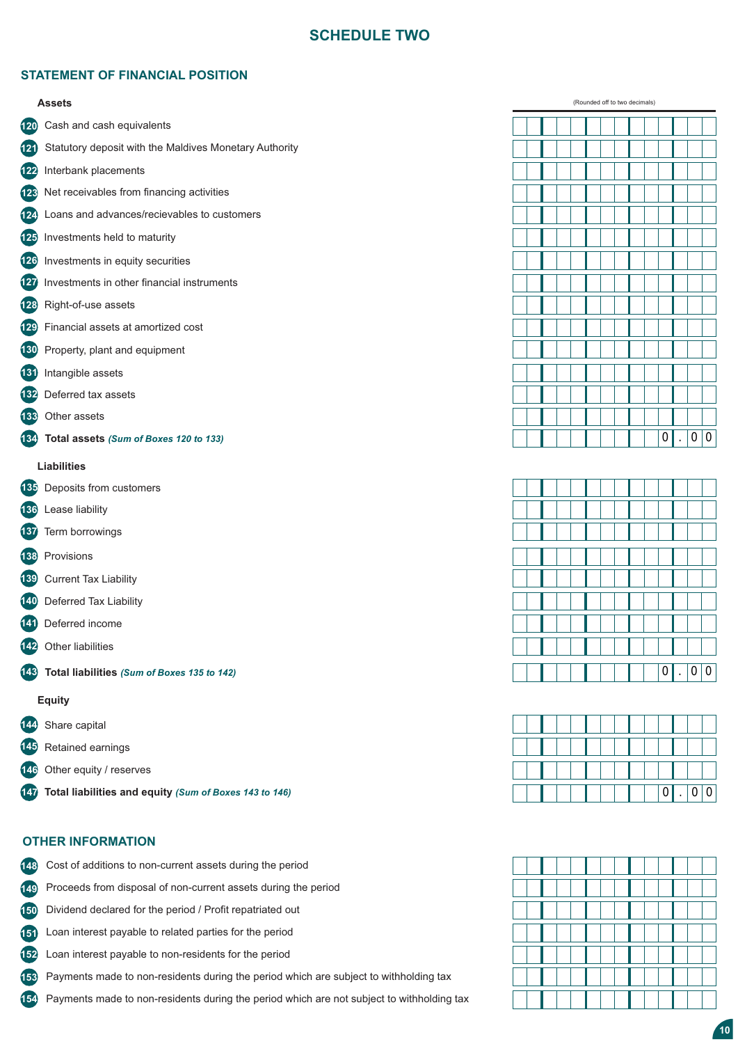# SCHEDULE TWO

## STATEMENT OF FINANCIAL POSITION

| | (Rounded off to two decimals) |
|---|---|
| **Assets** | |
| 120 Cash and cash equivalents | |
| 121 Statutory deposit with the Maldives Monetary Authority | |
| 122 Interbank placements | |
| 123 Net receivables from financing activities | |
| 124 Loans and advances/recievables to customers | |
| 125 Investments held to maturity | |
| 126 Investments in equity securities | |
| 127 Investments in other financial instruments | |
| 128 Right-of-use assets | |
| 129 Financial assets at amortized cost | |
| 130 Property, plant and equipment | |
| 131 Intangible assets | |
| 132 Deferred tax assets | |
| 133 Other assets | |
| 134 **Total assets** ***(Sum of Boxes 120 to 133)*** | 0.00 |
| **Liabilities** | |
| 135 Deposits from customers | |
| 136 Lease liability | |
| 137 Term borrowings | |
| 138 Provisions | |
| 139 Current Tax Liability | |
| 140 Deferred Tax Liability | |
| 141 Deferred income | |
| 142 Other liabilities | |
| 143 **Total liabilities** ***(Sum of Boxes 135 to 142)*** | 0.00 |
| **Equity** | |
| 144 Share capital | |
| 145 Retained earnings | |
| 146 Other equity / reserves | |
| 147 **Total liabilities and equity** ***(Sum of Boxes 143 to 146)*** | 0.00 |

## OTHER INFORMATION

| | |
|---|---|
| 148 Cost of additions to non-current assets during the period | |
| 149 Proceeds from disposal of non-current assets during the period | |
| 150 Dividend declared for the period / Profit repatriated out | |
| 151 Loan interest payable to related parties for the period | |
| 152 Loan interest payable to non-residents for the period | |
| 153 Payments made to non-residents during the period which are subject to withholding tax | |
| 154 Payments made to non-residents during the period which are not subject to withholding tax | |